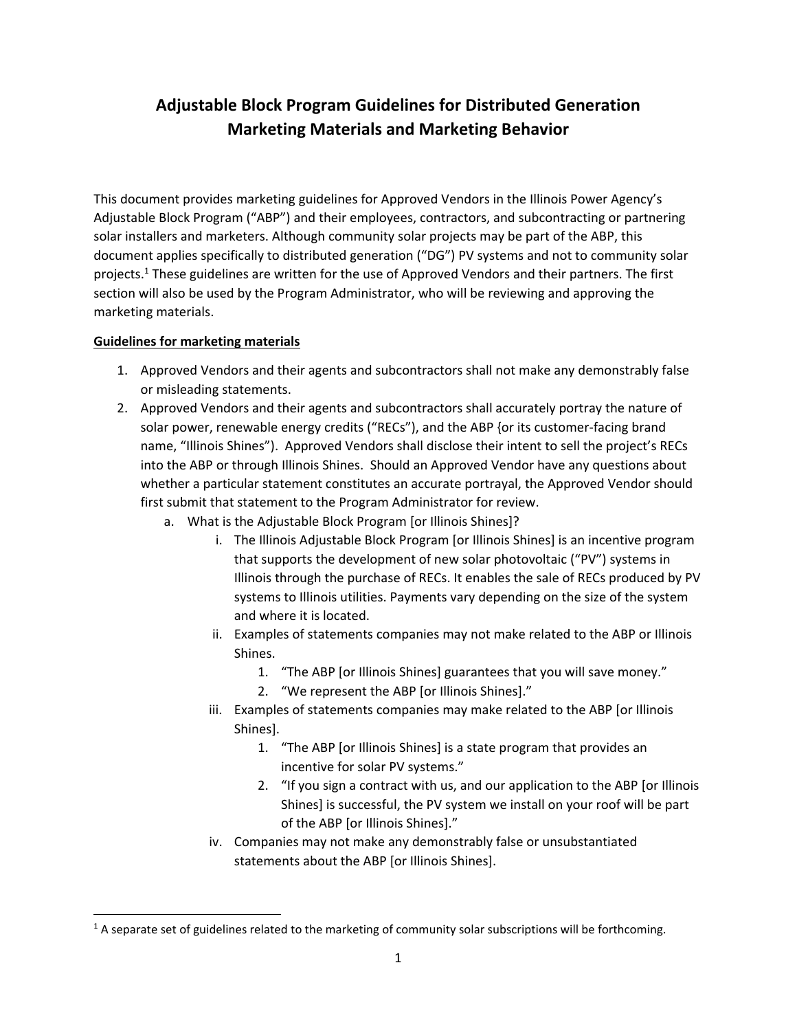# Adjustable Block Program Guidelines for Distributed Generation Marketing Materials and Marketing Behavior

This document provides marketing guidelines for Approved Vendors in the Illinois Power Agency's Adjustable Block Program ("ABP") and their employees, contractors, and subcontracting or partnering solar installers and marketers. Although community solar projects may be part of the ABP, this document applies specifically to distributed generation ("DG") PV systems and not to community solar projects.[1] These guidelines are written for the use of Approved Vendors and their partners. The first section will also be used by the Program Administrator, who will be reviewing and approving the marketing materials.

**Guidelines for marketing materials**

1. Approved Vendors and their agents and subcontractors shall not make any demonstrably false or misleading statements.
2. Approved Vendors and their agents and subcontractors shall accurately portray the nature of solar power, renewable energy credits ("RECs"), and the ABP {or its customer-facing brand name, "Illinois Shines"). Approved Vendors shall disclose their intent to sell the project's RECs into the ABP or through Illinois Shines. Should an Approved Vendor have any questions about whether a particular statement constitutes an accurate portrayal, the Approved Vendor should first submit that statement to the Program Administrator for review.
    a. What is the Adjustable Block Program [or Illinois Shines]?
        i. The Illinois Adjustable Block Program [or Illinois Shines] is an incentive program that supports the development of new solar photovoltaic ("PV") systems in Illinois through the purchase of RECs. It enables the sale of RECs produced by PV systems to Illinois utilities. Payments vary depending on the size of the system and where it is located.
        ii. Examples of statements companies may not make related to the ABP or Illinois Shines.
            1. "The ABP [or Illinois Shines] guarantees that you will save money."
            2. "We represent the ABP [or Illinois Shines]."
        iii. Examples of statements companies may make related to the ABP [or Illinois Shines].
            1. "The ABP [or Illinois Shines] is a state program that provides an incentive for solar PV systems."
            2. "If you sign a contract with us, and our application to the ABP [or Illinois Shines] is successful, the PV system we install on your roof will be part of the ABP [or Illinois Shines]."
        iv. Companies may not make any demonstrably false or unsubstantiated statements about the ABP [or Illinois Shines].

[1] A separate set of guidelines related to the marketing of community solar subscriptions will be forthcoming.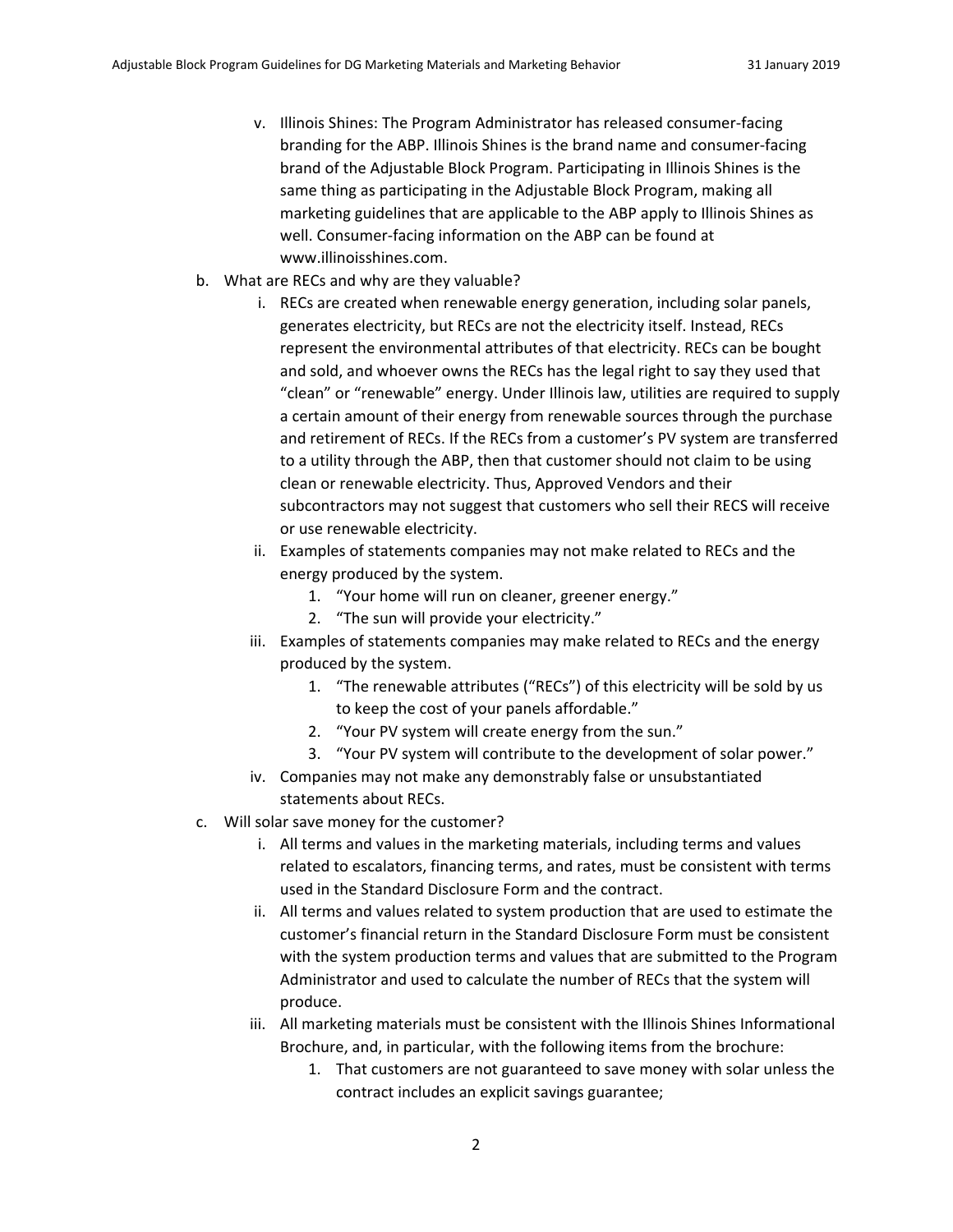- v. Illinois Shines: The Program Administrator has released consumer-facing branding for the ABP. Illinois Shines is the brand name and consumer-facing brand of the Adjustable Block Program. Participating in Illinois Shines is the same thing as participating in the Adjustable Block Program, making all marketing guidelines that are applicable to the ABP apply to Illinois Shines as well. Consumer-facing information on the ABP can be found at www.illinoisshines.com.

- b. What are RECs and why are they valuable?
   - i. RECs are created when renewable energy generation, including solar panels, generates electricity, but RECs are not the electricity itself. Instead, RECs represent the environmental attributes of that electricity. RECs can be bought and sold, and whoever owns the RECs has the legal right to say they used that "clean" or "renewable" energy. Under Illinois law, utilities are required to supply a certain amount of their energy from renewable sources through the purchase and retirement of RECs. If the RECs from a customer's PV system are transferred to a utility through the ABP, then that customer should not claim to be using clean or renewable electricity. Thus, Approved Vendors and their subcontractors may not suggest that customers who sell their RECS will receive or use renewable electricity.
   - ii. Examples of statements companies may not make related to RECs and the energy produced by the system.
      1. "Your home will run on cleaner, greener energy."
      2. "The sun will provide your electricity."
   - iii. Examples of statements companies may make related to RECs and the energy produced by the system.
      1. "The renewable attributes ("RECs") of this electricity will be sold by us to keep the cost of your panels affordable."
      2. "Your PV system will create energy from the sun."
      3. "Your PV system will contribute to the development of solar power."
   - iv. Companies may not make any demonstrably false or unsubstantiated statements about RECs.

- c. Will solar save money for the customer?
   - i. All terms and values in the marketing materials, including terms and values related to escalators, financing terms, and rates, must be consistent with terms used in the Standard Disclosure Form and the contract.
   - ii. All terms and values related to system production that are used to estimate the customer's financial return in the Standard Disclosure Form must be consistent with the system production terms and values that are submitted to the Program Administrator and used to calculate the number of RECs that the system will produce.
   - iii. All marketing materials must be consistent with the Illinois Shines Informational Brochure, and, in particular, with the following items from the brochure:
      1. That customers are not guaranteed to save money with solar unless the contract includes an explicit savings guarantee;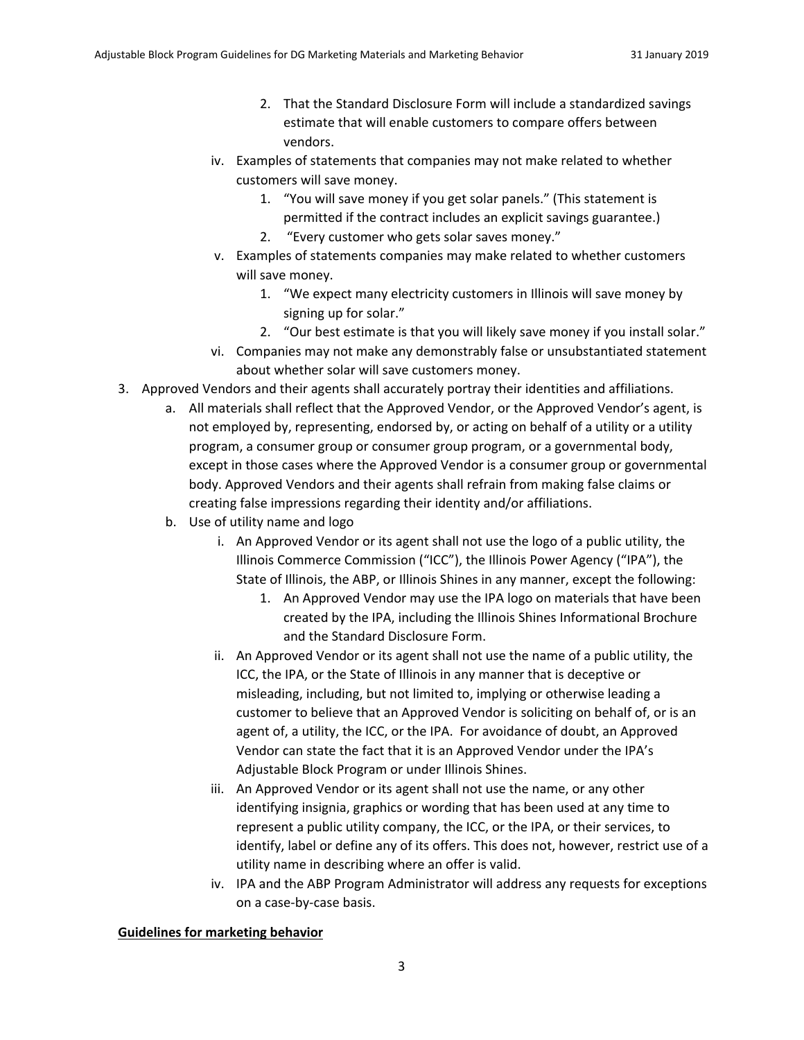2. That the Standard Disclosure Form will include a standardized savings estimate that will enable customers to compare offers between vendors.

   iv. Examples of statements that companies may not make related to whether customers will save money.
      1. "You will save money if you get solar panels." (This statement is permitted if the contract includes an explicit savings guarantee.)
      2. "Every customer who gets solar saves money."

   v. Examples of statements companies may make related to whether customers will save money.
      1. "We expect many electricity customers in Illinois will save money by signing up for solar."
      2. "Our best estimate is that you will likely save money if you install solar."

   vi. Companies may not make any demonstrably false or unsubstantiated statement about whether solar will save customers money.

3. Approved Vendors and their agents shall accurately portray their identities and affiliations.
   a. All materials shall reflect that the Approved Vendor, or the Approved Vendor's agent, is not employed by, representing, endorsed by, or acting on behalf of a utility or a utility program, a consumer group or consumer group program, or a governmental body, except in those cases where the Approved Vendor is a consumer group or governmental body. Approved Vendors and their agents shall refrain from making false claims or creating false impressions regarding their identity and/or affiliations.
   b. Use of utility name and logo
      i. An Approved Vendor or its agent shall not use the logo of a public utility, the Illinois Commerce Commission ("ICC"), the Illinois Power Agency ("IPA"), the State of Illinois, the ABP, or Illinois Shines in any manner, except the following:
         1. An Approved Vendor may use the IPA logo on materials that have been created by the IPA, including the Illinois Shines Informational Brochure and the Standard Disclosure Form.
      ii. An Approved Vendor or its agent shall not use the name of a public utility, the ICC, the IPA, or the State of Illinois in any manner that is deceptive or misleading, including, but not limited to, implying or otherwise leading a customer to believe that an Approved Vendor is soliciting on behalf of, or is an agent of, a utility, the ICC, or the IPA. For avoidance of doubt, an Approved Vendor can state the fact that it is an Approved Vendor under the IPA's Adjustable Block Program or under Illinois Shines.
      iii. An Approved Vendor or its agent shall not use the name, or any other identifying insignia, graphics or wording that has been used at any time to represent a public utility company, the ICC, or the IPA, or their services, to identify, label or define any of its offers. This does not, however, restrict use of a utility name in describing where an offer is valid.
      iv. IPA and the ABP Program Administrator will address any requests for exceptions on a case-by-case basis.

**<u>Guidelines for marketing behavior</u>**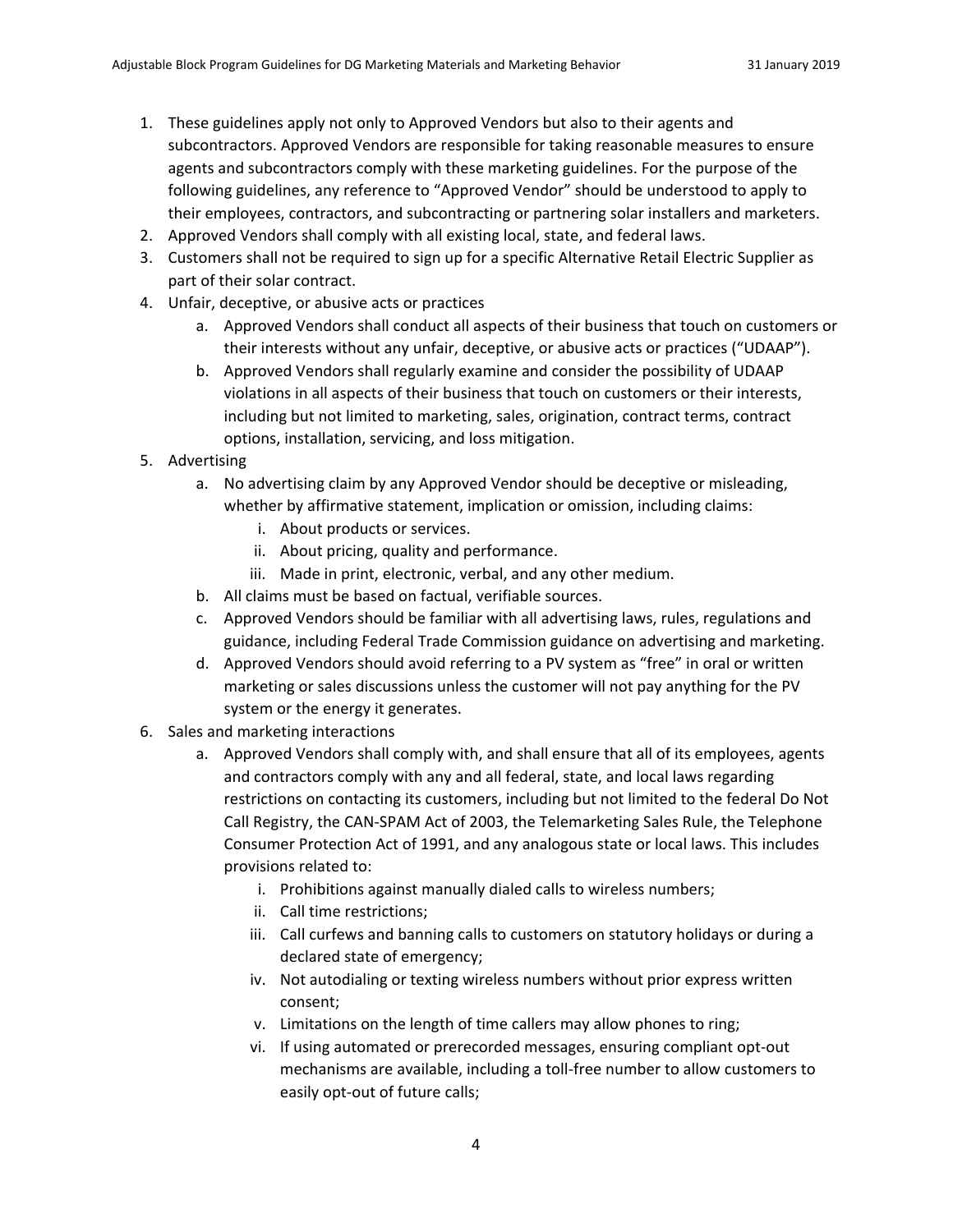1. These guidelines apply not only to Approved Vendors but also to their agents and subcontractors. Approved Vendors are responsible for taking reasonable measures to ensure agents and subcontractors comply with these marketing guidelines. For the purpose of the following guidelines, any reference to "Approved Vendor" should be understood to apply to their employees, contractors, and subcontracting or partnering solar installers and marketers.
2. Approved Vendors shall comply with all existing local, state, and federal laws.
3. Customers shall not be required to sign up for a specific Alternative Retail Electric Supplier as part of their solar contract.
4. Unfair, deceptive, or abusive acts or practices
    a. Approved Vendors shall conduct all aspects of their business that touch on customers or their interests without any unfair, deceptive, or abusive acts or practices ("UDAAP").
    b. Approved Vendors shall regularly examine and consider the possibility of UDAAP violations in all aspects of their business that touch on customers or their interests, including but not limited to marketing, sales, origination, contract terms, contract options, installation, servicing, and loss mitigation.
5. Advertising
    a. No advertising claim by any Approved Vendor should be deceptive or misleading, whether by affirmative statement, implication or omission, including claims:
        i. About products or services.
        ii. About pricing, quality and performance.
        iii. Made in print, electronic, verbal, and any other medium.
    b. All claims must be based on factual, verifiable sources.
    c. Approved Vendors should be familiar with all advertising laws, rules, regulations and guidance, including Federal Trade Commission guidance on advertising and marketing.
    d. Approved Vendors should avoid referring to a PV system as "free" in oral or written marketing or sales discussions unless the customer will not pay anything for the PV system or the energy it generates.
6. Sales and marketing interactions
    a. Approved Vendors shall comply with, and shall ensure that all of its employees, agents and contractors comply with any and all federal, state, and local laws regarding restrictions on contacting its customers, including but not limited to the federal Do Not Call Registry, the CAN-SPAM Act of 2003, the Telemarketing Sales Rule, the Telephone Consumer Protection Act of 1991, and any analogous state or local laws. This includes provisions related to:
        i. Prohibitions against manually dialed calls to wireless numbers;
        ii. Call time restrictions;
        iii. Call curfews and banning calls to customers on statutory holidays or during a declared state of emergency;
        iv. Not autodialing or texting wireless numbers without prior express written consent;
        v. Limitations on the length of time callers may allow phones to ring;
        vi. If using automated or prerecorded messages, ensuring compliant opt-out mechanisms are available, including a toll-free number to allow customers to easily opt-out of future calls;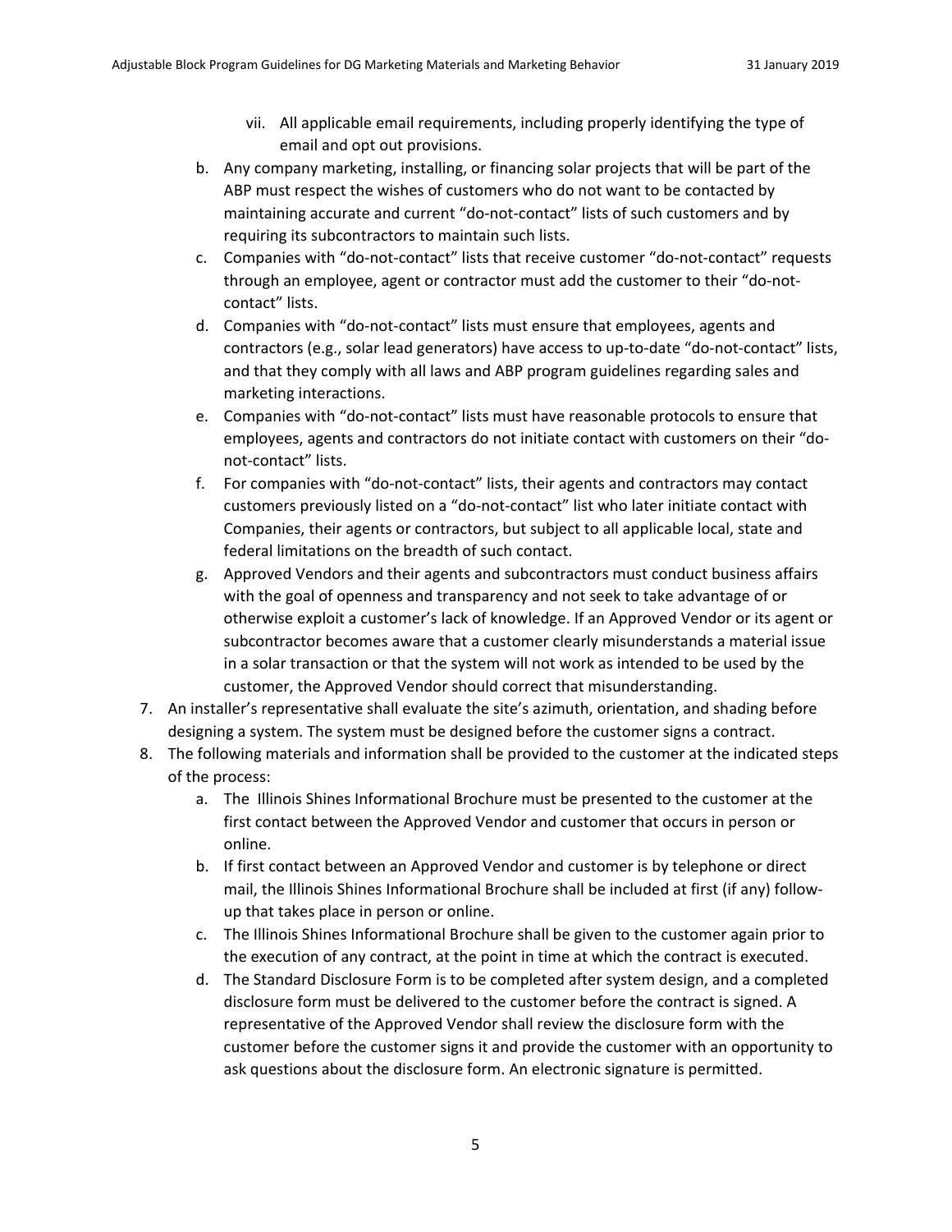vii. All applicable email requirements, including properly identifying the type of email and opt out provisions.

   b. Any company marketing, installing, or financing solar projects that will be part of the ABP must respect the wishes of customers who do not want to be contacted by maintaining accurate and current "do-not-contact" lists of such customers and by requiring its subcontractors to maintain such lists.
   c. Companies with "do-not-contact" lists that receive customer "do-not-contact" requests through an employee, agent or contractor must add the customer to their "do-not-contact" lists.
   d. Companies with "do-not-contact" lists must ensure that employees, agents and contractors (e.g., solar lead generators) have access to up-to-date "do-not-contact" lists, and that they comply with all laws and ABP program guidelines regarding sales and marketing interactions.
   e. Companies with "do-not-contact" lists must have reasonable protocols to ensure that employees, agents and contractors do not initiate contact with customers on their "do-not-contact" lists.
   f. For companies with "do-not-contact" lists, their agents and contractors may contact customers previously listed on a "do-not-contact" list who later initiate contact with Companies, their agents or contractors, but subject to all applicable local, state and federal limitations on the breadth of such contact.
   g. Approved Vendors and their agents and subcontractors must conduct business affairs with the goal of openness and transparency and not seek to take advantage of or otherwise exploit a customer's lack of knowledge. If an Approved Vendor or its agent or subcontractor becomes aware that a customer clearly misunderstands a material issue in a solar transaction or that the system will not work as intended to be used by the customer, the Approved Vendor should correct that misunderstanding.

7. An installer's representative shall evaluate the site's azimuth, orientation, and shading before designing a system. The system must be designed before the customer signs a contract.
8. The following materials and information shall be provided to the customer at the indicated steps of the process:
   a. The Illinois Shines Informational Brochure must be presented to the customer at the first contact between the Approved Vendor and customer that occurs in person or online.
   b. If first contact between an Approved Vendor and customer is by telephone or direct mail, the Illinois Shines Informational Brochure shall be included at first (if any) follow-up that takes place in person or online.
   c. The Illinois Shines Informational Brochure shall be given to the customer again prior to the execution of any contract, at the point in time at which the contract is executed.
   d. The Standard Disclosure Form is to be completed after system design, and a completed disclosure form must be delivered to the customer before the contract is signed. A representative of the Approved Vendor shall review the disclosure form with the customer before the customer signs it and provide the customer with an opportunity to ask questions about the disclosure form. An electronic signature is permitted.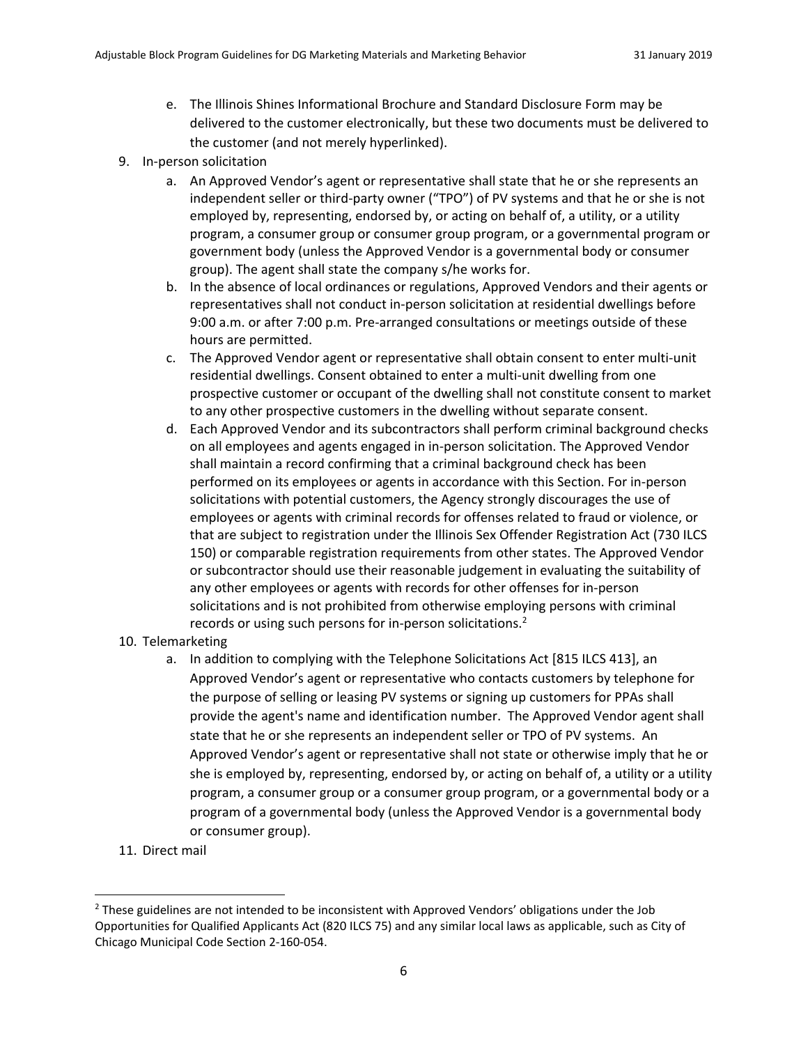e. The Illinois Shines Informational Brochure and Standard Disclosure Form may be delivered to the customer electronically, but these two documents must be delivered to the customer (and not merely hyperlinked).

9. In-person solicitation
   a. An Approved Vendor's agent or representative shall state that he or she represents an independent seller or third-party owner ("TPO") of PV systems and that he or she is not employed by, representing, endorsed by, or acting on behalf of, a utility, or a utility program, a consumer group or consumer group program, or a governmental program or government body (unless the Approved Vendor is a governmental body or consumer group). The agent shall state the company s/he works for.
   b. In the absence of local ordinances or regulations, Approved Vendors and their agents or representatives shall not conduct in-person solicitation at residential dwellings before 9:00 a.m. or after 7:00 p.m. Pre-arranged consultations or meetings outside of these hours are permitted.
   c. The Approved Vendor agent or representative shall obtain consent to enter multi-unit residential dwellings. Consent obtained to enter a multi-unit dwelling from one prospective customer or occupant of the dwelling shall not constitute consent to market to any other prospective customers in the dwelling without separate consent.
   d. Each Approved Vendor and its subcontractors shall perform criminal background checks on all employees and agents engaged in in-person solicitation. The Approved Vendor shall maintain a record confirming that a criminal background check has been performed on its employees or agents in accordance with this Section. For in-person solicitations with potential customers, the Agency strongly discourages the use of employees or agents with criminal records for offenses related to fraud or violence, or that are subject to registration under the Illinois Sex Offender Registration Act (730 ILCS 150) or comparable registration requirements from other states. The Approved Vendor or subcontractor should use their reasonable judgement in evaluating the suitability of any other employees or agents with records for other offenses for in-person solicitations and is not prohibited from otherwise employing persons with criminal records or using such persons for in-person solicitations.[2]

10. Telemarketing
    a. In addition to complying with the Telephone Solicitations Act [815 ILCS 413], an Approved Vendor's agent or representative who contacts customers by telephone for the purpose of selling or leasing PV systems or signing up customers for PPAs shall provide the agent's name and identification number. The Approved Vendor agent shall state that he or she represents an independent seller or TPO of PV systems. An Approved Vendor's agent or representative shall not state or otherwise imply that he or she is employed by, representing, endorsed by, or acting on behalf of, a utility or a utility program, a consumer group or a consumer group program, or a governmental body or a program of a governmental body (unless the Approved Vendor is a governmental body or consumer group).

11. Direct mail

[2] These guidelines are not intended to be inconsistent with Approved Vendors' obligations under the Job Opportunities for Qualified Applicants Act (820 ILCS 75) and any similar local laws as applicable, such as City of Chicago Municipal Code Section 2-160-054.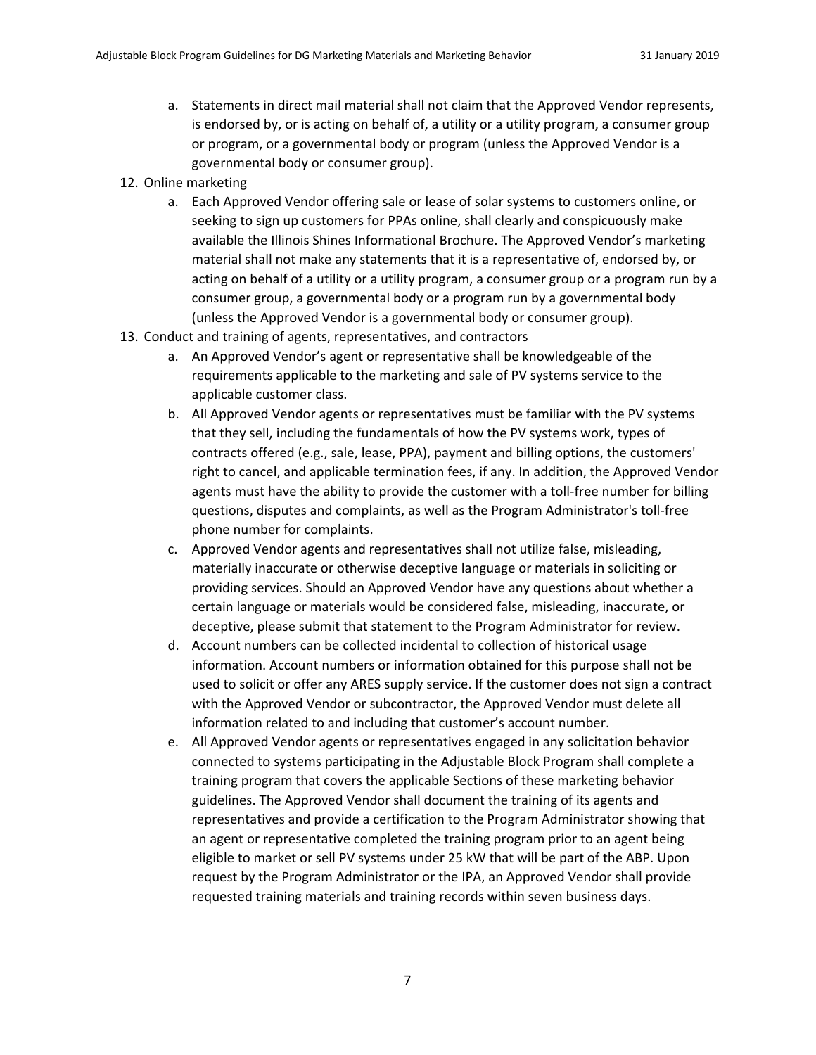a. Statements in direct mail material shall not claim that the Approved Vendor represents, is endorsed by, or is acting on behalf of, a utility or a utility program, a consumer group or program, or a governmental body or program (unless the Approved Vendor is a governmental body or consumer group).

12. Online marketing
    a. Each Approved Vendor offering sale or lease of solar systems to customers online, or seeking to sign up customers for PPAs online, shall clearly and conspicuously make available the Illinois Shines Informational Brochure. The Approved Vendor's marketing material shall not make any statements that it is a representative of, endorsed by, or acting on behalf of a utility or a utility program, a consumer group or a program run by a consumer group, a governmental body or a program run by a governmental body (unless the Approved Vendor is a governmental body or consumer group).
13. Conduct and training of agents, representatives, and contractors
    a. An Approved Vendor's agent or representative shall be knowledgeable of the requirements applicable to the marketing and sale of PV systems service to the applicable customer class.
    b. All Approved Vendor agents or representatives must be familiar with the PV systems that they sell, including the fundamentals of how the PV systems work, types of contracts offered (e.g., sale, lease, PPA), payment and billing options, the customers' right to cancel, and applicable termination fees, if any. In addition, the Approved Vendor agents must have the ability to provide the customer with a toll-free number for billing questions, disputes and complaints, as well as the Program Administrator's toll-free phone number for complaints.
    c. Approved Vendor agents and representatives shall not utilize false, misleading, materially inaccurate or otherwise deceptive language or materials in soliciting or providing services. Should an Approved Vendor have any questions about whether a certain language or materials would be considered false, misleading, inaccurate, or deceptive, please submit that statement to the Program Administrator for review.
    d. Account numbers can be collected incidental to collection of historical usage information. Account numbers or information obtained for this purpose shall not be used to solicit or offer any ARES supply service. If the customer does not sign a contract with the Approved Vendor or subcontractor, the Approved Vendor must delete all information related to and including that customer's account number.
    e. All Approved Vendor agents or representatives engaged in any solicitation behavior connected to systems participating in the Adjustable Block Program shall complete a training program that covers the applicable Sections of these marketing behavior guidelines. The Approved Vendor shall document the training of its agents and representatives and provide a certification to the Program Administrator showing that an agent or representative completed the training program prior to an agent being eligible to market or sell PV systems under 25 kW that will be part of the ABP. Upon request by the Program Administrator or the IPA, an Approved Vendor shall provide requested training materials and training records within seven business days.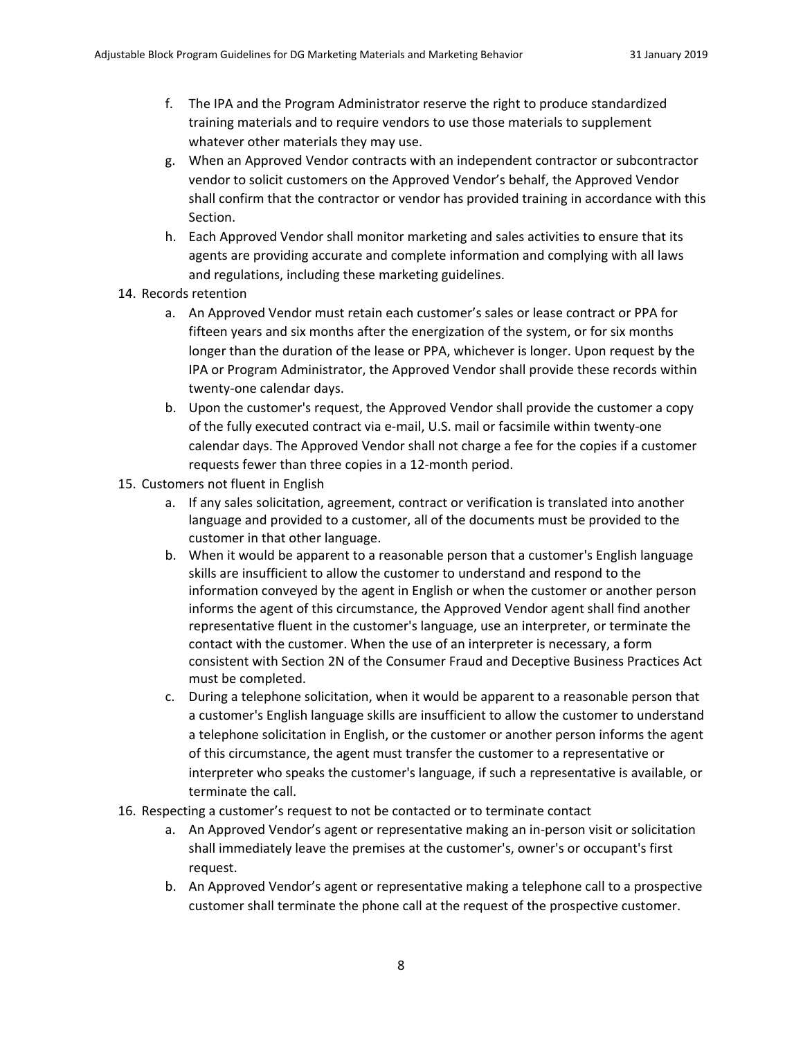f. The IPA and the Program Administrator reserve the right to produce standardized training materials and to require vendors to use those materials to supplement whatever other materials they may use.
   g. When an Approved Vendor contracts with an independent contractor or subcontractor vendor to solicit customers on the Approved Vendor's behalf, the Approved Vendor shall confirm that the contractor or vendor has provided training in accordance with this Section.
   h. Each Approved Vendor shall monitor marketing and sales activities to ensure that its agents are providing accurate and complete information and complying with all laws and regulations, including these marketing guidelines.

14. Records retention
   a. An Approved Vendor must retain each customer's sales or lease contract or PPA for fifteen years and six months after the energization of the system, or for six months longer than the duration of the lease or PPA, whichever is longer. Upon request by the IPA or Program Administrator, the Approved Vendor shall provide these records within twenty-one calendar days.
   b. Upon the customer's request, the Approved Vendor shall provide the customer a copy of the fully executed contract via e-mail, U.S. mail or facsimile within twenty-one calendar days. The Approved Vendor shall not charge a fee for the copies if a customer requests fewer than three copies in a 12-month period.

15. Customers not fluent in English
   a. If any sales solicitation, agreement, contract or verification is translated into another language and provided to a customer, all of the documents must be provided to the customer in that other language.
   b. When it would be apparent to a reasonable person that a customer's English language skills are insufficient to allow the customer to understand and respond to the information conveyed by the agent in English or when the customer or another person informs the agent of this circumstance, the Approved Vendor agent shall find another representative fluent in the customer's language, use an interpreter, or terminate the contact with the customer. When the use of an interpreter is necessary, a form consistent with Section 2N of the Consumer Fraud and Deceptive Business Practices Act must be completed.
   c. During a telephone solicitation, when it would be apparent to a reasonable person that a customer's English language skills are insufficient to allow the customer to understand a telephone solicitation in English, or the customer or another person informs the agent of this circumstance, the agent must transfer the customer to a representative or interpreter who speaks the customer's language, if such a representative is available, or terminate the call.

16. Respecting a customer's request to not be contacted or to terminate contact
   a. An Approved Vendor's agent or representative making an in-person visit or solicitation shall immediately leave the premises at the customer's, owner's or occupant's first request.
   b. An Approved Vendor's agent or representative making a telephone call to a prospective customer shall terminate the phone call at the request of the prospective customer.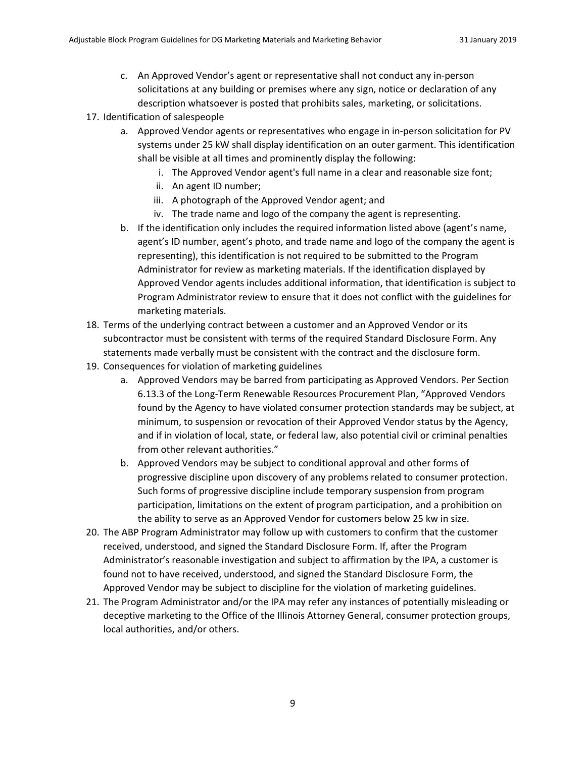c. An Approved Vendor's agent or representative shall not conduct any in-person solicitations at any building or premises where any sign, notice or declaration of any description whatsoever is posted that prohibits sales, marketing, or solicitations.

17. Identification of salespeople
   a. Approved Vendor agents or representatives who engage in in-person solicitation for PV systems under 25 kW shall display identification on an outer garment. This identification shall be visible at all times and prominently display the following:
      i. The Approved Vendor agent's full name in a clear and reasonable size font;
      ii. An agent ID number;
      iii. A photograph of the Approved Vendor agent; and
      iv. The trade name and logo of the company the agent is representing.
   b. If the identification only includes the required information listed above (agent's name, agent's ID number, agent's photo, and trade name and logo of the company the agent is representing), this identification is not required to be submitted to the Program Administrator for review as marketing materials. If the identification displayed by Approved Vendor agents includes additional information, that identification is subject to Program Administrator review to ensure that it does not conflict with the guidelines for marketing materials.
18. Terms of the underlying contract between a customer and an Approved Vendor or its subcontractor must be consistent with terms of the required Standard Disclosure Form. Any statements made verbally must be consistent with the contract and the disclosure form.
19. Consequences for violation of marketing guidelines
   a. Approved Vendors may be barred from participating as Approved Vendors. Per Section 6.13.3 of the Long-Term Renewable Resources Procurement Plan, "Approved Vendors found by the Agency to have violated consumer protection standards may be subject, at minimum, to suspension or revocation of their Approved Vendor status by the Agency, and if in violation of local, state, or federal law, also potential civil or criminal penalties from other relevant authorities."
   b. Approved Vendors may be subject to conditional approval and other forms of progressive discipline upon discovery of any problems related to consumer protection. Such forms of progressive discipline include temporary suspension from program participation, limitations on the extent of program participation, and a prohibition on the ability to serve as an Approved Vendor for customers below 25 kw in size.
20. The ABP Program Administrator may follow up with customers to confirm that the customer received, understood, and signed the Standard Disclosure Form. If, after the Program Administrator's reasonable investigation and subject to affirmation by the IPA, a customer is found not to have received, understood, and signed the Standard Disclosure Form, the Approved Vendor may be subject to discipline for the violation of marketing guidelines.
21. The Program Administrator and/or the IPA may refer any instances of potentially misleading or deceptive marketing to the Office of the Illinois Attorney General, consumer protection groups, local authorities, and/or others.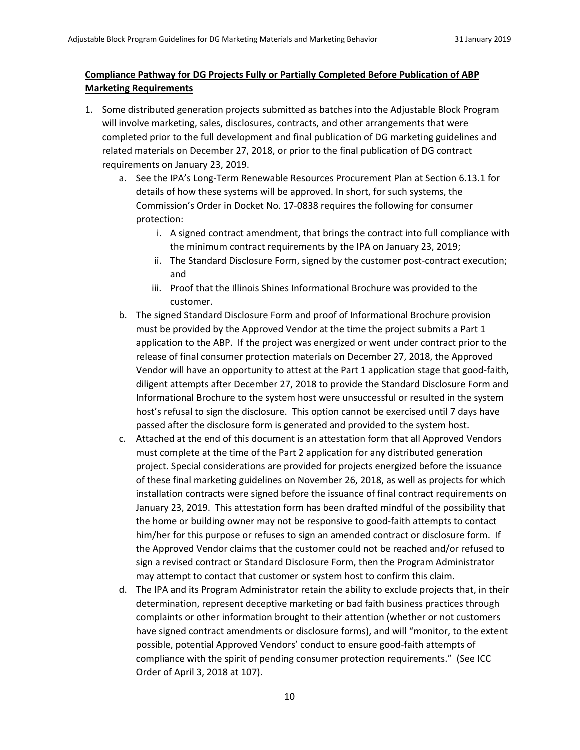**Compliance Pathway for DG Projects Fully or Partially Completed Before Publication of ABP Marketing Requirements**

1. Some distributed generation projects submitted as batches into the Adjustable Block Program will involve marketing, sales, disclosures, contracts, and other arrangements that were completed prior to the full development and final publication of DG marketing guidelines and related materials on December 27, 2018, or prior to the final publication of DG contract requirements on January 23, 2019.
    a. See the IPA's Long-Term Renewable Resources Procurement Plan at Section 6.13.1 for details of how these systems will be approved. In short, for such systems, the Commission's Order in Docket No. 17-0838 requires the following for consumer protection:
        i. A signed contract amendment, that brings the contract into full compliance with the minimum contract requirements by the IPA on January 23, 2019;
        ii. The Standard Disclosure Form, signed by the customer post-contract execution; and
        iii. Proof that the Illinois Shines Informational Brochure was provided to the customer.
    b. The signed Standard Disclosure Form and proof of Informational Brochure provision must be provided by the Approved Vendor at the time the project submits a Part 1 application to the ABP. If the project was energized or went under contract prior to the release of final consumer protection materials on December 27, 2018, the Approved Vendor will have an opportunity to attest at the Part 1 application stage that good-faith, diligent attempts after December 27, 2018 to provide the Standard Disclosure Form and Informational Brochure to the system host were unsuccessful or resulted in the system host's refusal to sign the disclosure. This option cannot be exercised until 7 days have passed after the disclosure form is generated and provided to the system host.
    c. Attached at the end of this document is an attestation form that all Approved Vendors must complete at the time of the Part 2 application for any distributed generation project. Special considerations are provided for projects energized before the issuance of these final marketing guidelines on November 26, 2018, as well as projects for which installation contracts were signed before the issuance of final contract requirements on January 23, 2019. This attestation form has been drafted mindful of the possibility that the home or building owner may not be responsive to good-faith attempts to contact him/her for this purpose or refuses to sign an amended contract or disclosure form. If the Approved Vendor claims that the customer could not be reached and/or refused to sign a revised contract or Standard Disclosure Form, then the Program Administrator may attempt to contact that customer or system host to confirm this claim.
    d. The IPA and its Program Administrator retain the ability to exclude projects that, in their determination, represent deceptive marketing or bad faith business practices through complaints or other information brought to their attention (whether or not customers have signed contract amendments or disclosure forms), and will "monitor, to the extent possible, potential Approved Vendors' conduct to ensure good-faith attempts of compliance with the spirit of pending consumer protection requirements." (See ICC Order of April 3, 2018 at 107).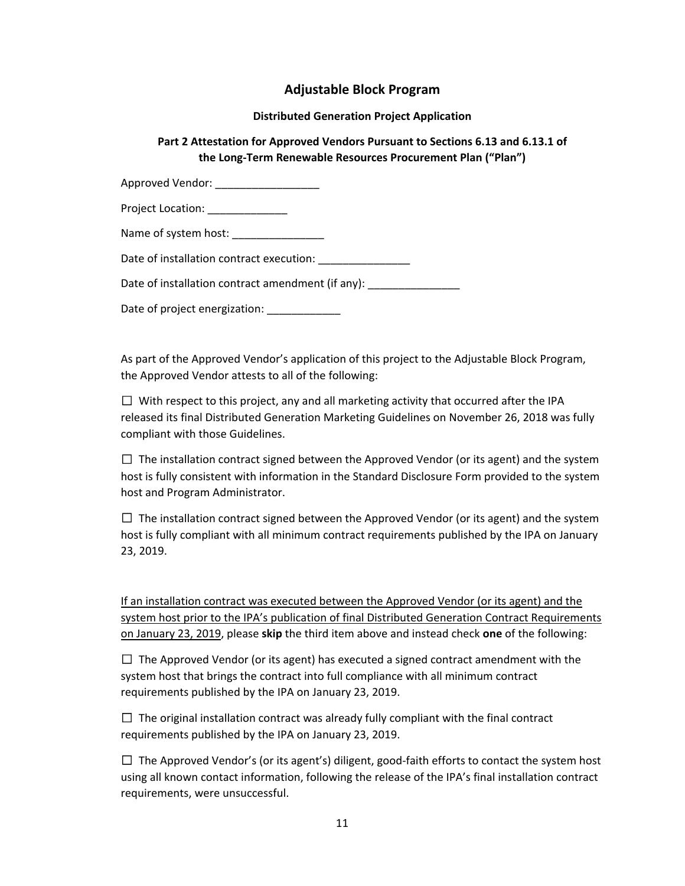# Adjustable Block Program

**Distributed Generation Project Application**

**Part 2 Attestation for Approved Vendors Pursuant to Sections 6.13 and 6.13.1 of the Long-Term Renewable Resources Procurement Plan ("Plan")**

Approved Vendor: _________________

Project Location: _____________

Name of system host: _______________

Date of installation contract execution: _______________

Date of installation contract amendment (if any): _______________

Date of project energization: ____________

As part of the Approved Vendor's application of this project to the Adjustable Block Program, the Approved Vendor attests to all of the following:

☐ With respect to this project, any and all marketing activity that occurred after the IPA released its final Distributed Generation Marketing Guidelines on November 26, 2018 was fully compliant with those Guidelines.

☐ The installation contract signed between the Approved Vendor (or its agent) and the system host is fully consistent with information in the Standard Disclosure Form provided to the system host and Program Administrator.

☐ The installation contract signed between the Approved Vendor (or its agent) and the system host is fully compliant with all minimum contract requirements published by the IPA on January 23, 2019.

<u>If an installation contract was executed between the Approved Vendor (or its agent) and the system host prior to the IPA's publication of final Distributed Generation Contract Requirements on January 23, 2019</u>, please **skip** the third item above and instead check **one** of the following:

☐ The Approved Vendor (or its agent) has executed a signed contract amendment with the system host that brings the contract into full compliance with all minimum contract requirements published by the IPA on January 23, 2019.

☐ The original installation contract was already fully compliant with the final contract requirements published by the IPA on January 23, 2019.

☐ The Approved Vendor's (or its agent's) diligent, good-faith efforts to contact the system host using all known contact information, following the release of the IPA's final installation contract requirements, were unsuccessful.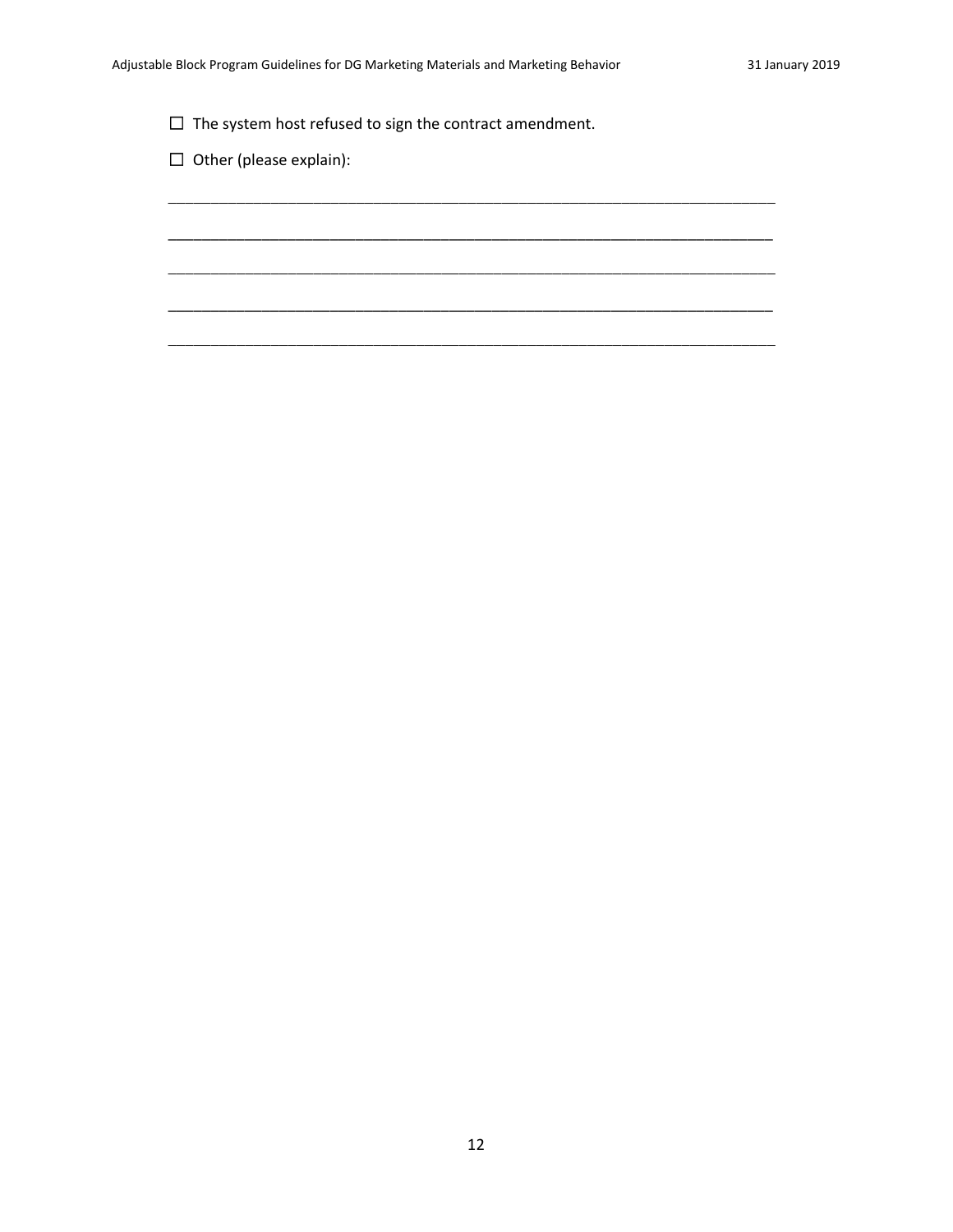☐ The system host refused to sign the contract amendment.

☐ Other (please explain):

_____________________________________________________________________________

_____________________________________________________________________________

_____________________________________________________________________________

_____________________________________________________________________________

_____________________________________________________________________________